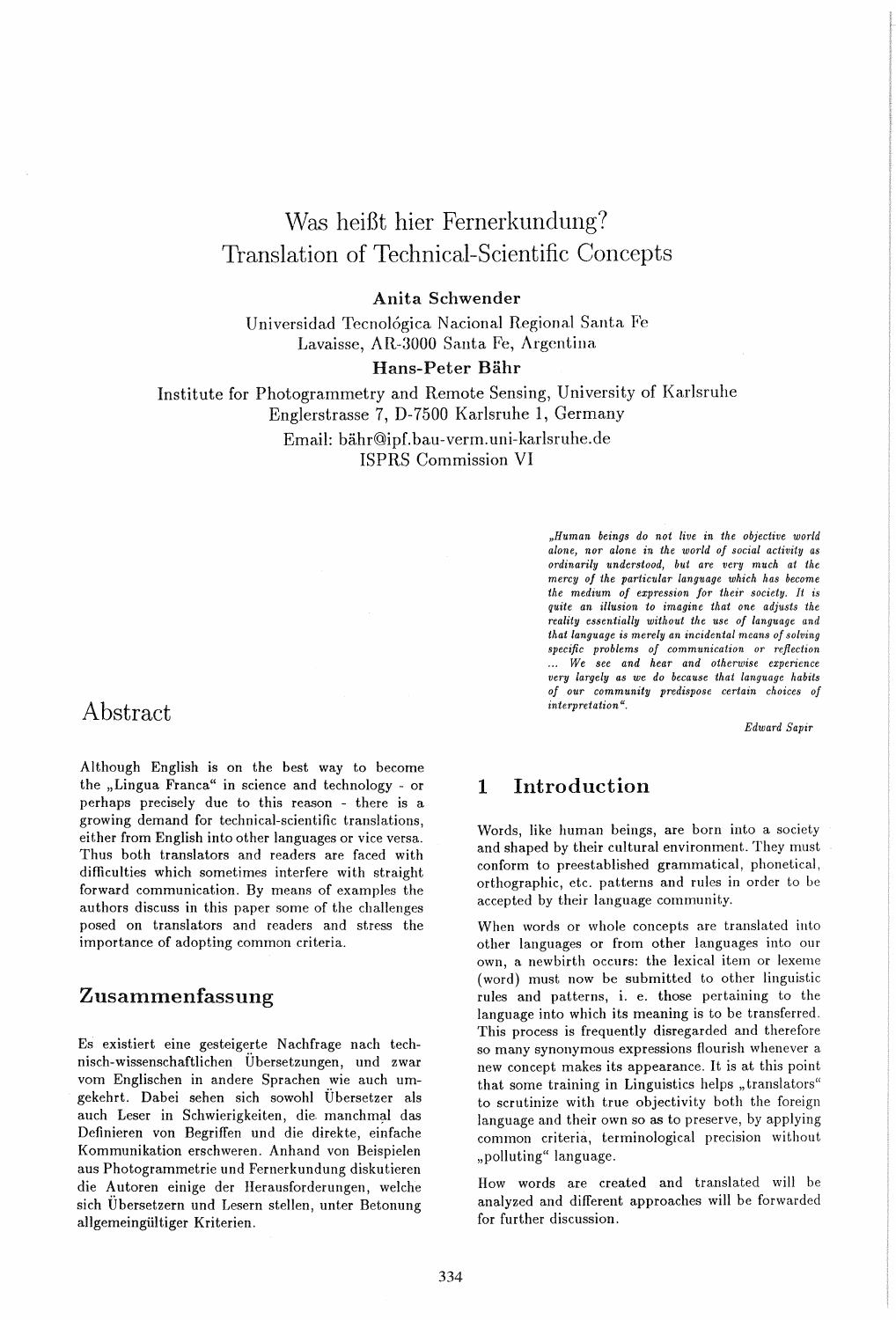# Was heißt hier Fernerkundung? Translation of Technical-Scientific Concepts

**Anita Schwender**
Universidad Tecnológica Nacional Regional Santa Fe
Lavaisse, AR-3000 Santa Fe, Argentina

**Hans-Peter Bähr**
Institute for Photogrammetry and Remote Sensing, University of Karlsruhe
Englerstrasse 7, D-7500 Karlsruhe 1, Germany
Email: bähr@ipf.bau-verm.uni-karlsruhe.de
ISPRS Commission VI

## Abstract

Although English is on the best way to become the „Lingua Franca" in science and technology - or perhaps precisely due to this reason - there is a growing demand for technical-scientific translations, either from English into other languages or vice versa. Thus both translators and readers are faced with difficulties which sometimes interfere with straight forward communication. By means of examples the authors discuss in this paper some of the challenges posed on translators and readers and stress the importance of adopting common criteria.

## Zusammenfassung

Es existiert eine gesteigerte Nachfrage nach technisch-wissenschaftlichen Übersetzungen, und zwar vom Englischen in andere Sprachen wie auch umgekehrt. Dabei sehen sich sowohl Übersetzer als auch Leser in Schwierigkeiten, die manchmal das Definieren von Begriffen und die direkte, einfache Kommunikation erschweren. Anhand von Beispielen aus Photogrammetrie und Fernerkundung diskutieren die Autoren einige der Herausforderungen, welche sich Übersetzern und Lesern stellen, unter Betonung allgemeingültiger Kriterien.

> *„Human beings do not live in the objective world alone, nor alone in the world of social activity as ordinarily understood, but are very much at the mercy of the particular language which has become the medium of expression for their society. It is quite an illusion to imagine that one adjusts the reality essentially without the use of language and that language is merely an incidental means of solving specific problems of communication or reflection ... We see and hear and otherwise experience very largely as we do because that language habits of our community predispose certain choices of interpretation".*
>
> *Edward Sapir*

## 1 Introduction

Words, like human beings, are born into a society and shaped by their cultural environment. They must conform to preestablished grammatical, phonetical, orthographic, etc. patterns and rules in order to be accepted by their language community.

When words or whole concepts are translated into other languages or from other languages into our own, a newbirth occurs: the lexical item or lexeme (word) must now be submitted to other linguistic rules and patterns, i. e. those pertaining to the language into which its meaning is to be transferred. This process is frequently disregarded and therefore so many synonymous expressions flourish whenever a new concept makes its appearance. It is at this point that some training in Linguistics helps „translators" to scrutinize with true objectivity both the foreign language and their own so as to preserve, by applying common criteria, terminological precision without „polluting" language.

How words are created and translated will be analyzed and different approaches will be forwarded for further discussion.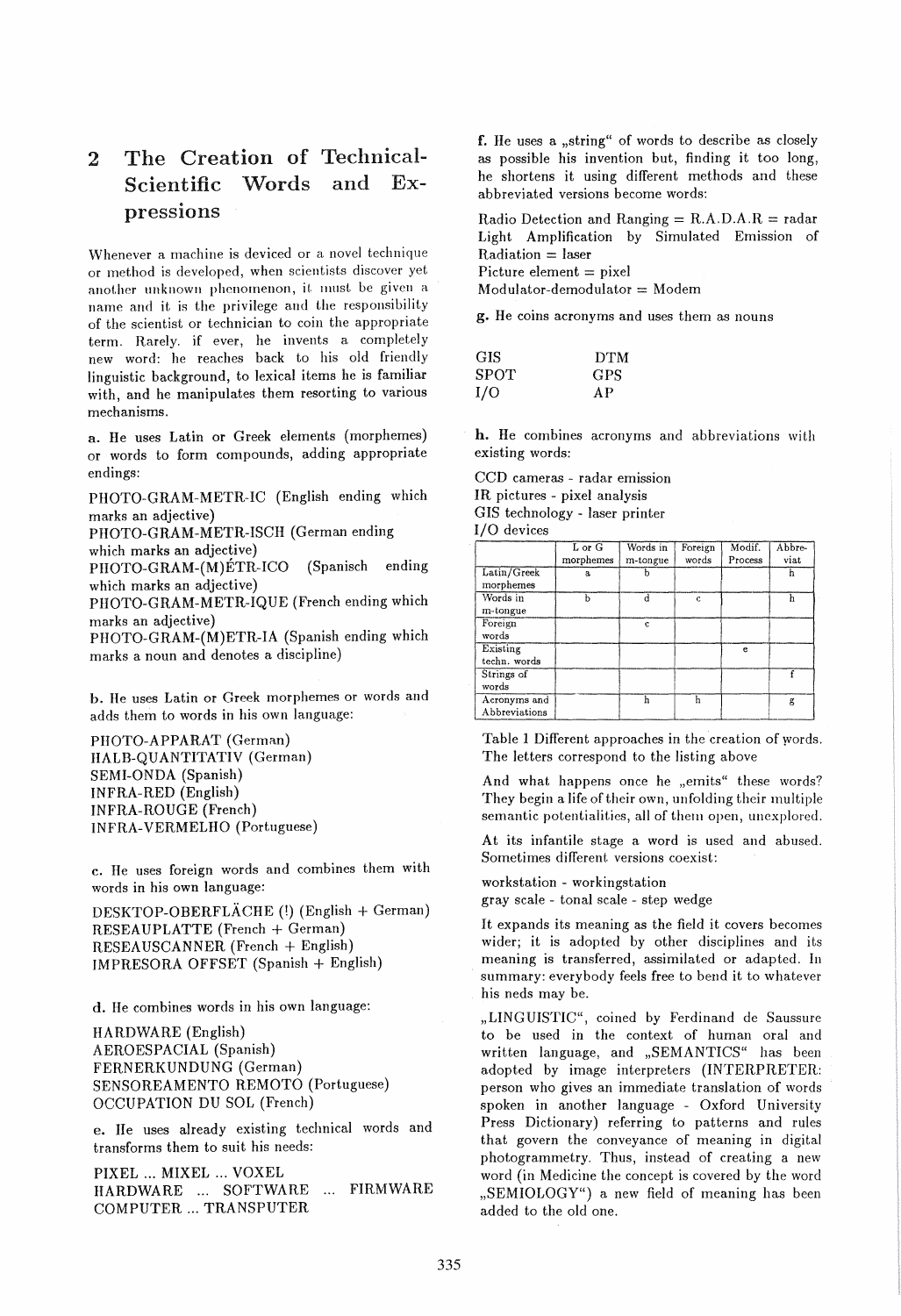## 2 The Creation of Technical-Scientific Words and Expressions

Whenever a machine is deviced or a novel technique or method is developed, when scientists discover yet another unknown phenomenon, it must be given a name and it is the privilege and the responsibility of the scientist or technician to coin the appropriate term. Rarely. if ever, he invents a completely new word: he reaches back to his old friendly linguistic background, to lexical items he is familiar with, and he manipulates them resorting to various mechanisms.

**a.** He uses Latin or Greek elements (morphemes) or words to form compounds, adding appropriate endings:

PHOTO-GRAM-METR-IC (English ending which marks an adjective)
PHOTO-GRAM-METR-ISCH (German ending which marks an adjective)
PHOTO-GRAM-(M)ÉTR-ICO (Spanisch ending which marks an adjective)
PHOTO-GRAM-METR-IQUE (French ending which marks an adjective)
PHOTO-GRAM-(M)ETR-IA (Spanish ending which marks a noun and denotes a discipline)

**b.** He uses Latin or Greek morphemes or words and adds them to words in his own language:

PHOTO-APPARAT (German)
HALB-QUANTITATIV (German)
SEMI-ONDA (Spanish)
INFRA-RED (English)
INFRA-ROUGE (French)
INFRA-VERMELHO (Portuguese)

**c.** He uses foreign words and combines them with words in his own language:

DESKTOP-OBERFLÄCHE (!) (English + German)
RESEAUPLATTE (French + German)
RESEAUSCANNER (French + English)
IMPRESORA OFFSET (Spanish + English)

**d.** He combines words in his own language:

HARDWARE (English)
AEROESPACIAL (Spanish)
FERNERKUNDUNG (German)
SENSOREAMENTO REMOTO (Portuguese)
OCCUPATION DU SOL (French)

**e.** He uses already existing technical words and transforms them to suit his needs:

PIXEL ... MIXEL ... VOXEL
HARDWARE ... SOFTWARE ... FIRMWARE
COMPUTER ... TRANSPUTER

**f.** He uses a „string" of words to describe as closely as possible his invention but, finding it too long, he shortens it using different methods and these abbreviated versions become words:

Radio Detection and Ranging = R.A.D.A.R = radar
Light Amplification by Simulated Emission of Radiation = laser
Picture element = pixel
Modulator-demodulator = Modem

**g.** He coins acronyms and uses them as nouns

| | |
|---|---|
| GIS | DTM |
| SPOT | GPS |
| I/O | AP |

**h.** He combines acronyms and abbreviations with existing words:

CCD cameras - radar emission
IR pictures - pixel analysis
GIS technology - laser printer
I/O devices

| | L or G morphemes | Words in m-tongue | Foreign words | Modif. Process | Abbre-viat |
|---|---|---|---|---|---|
| Latin/Greek morphemes | a | b | | | h |
| Words in m-tongue | b | d | c | | h |
| Foreign words | | c | | | |
| Existing techn. words | | | | e | |
| Strings of words | | | | | f |
| Acronyms and Abbreviations | | h | h | | g |

Table 1 Different approaches in the creation of words. The letters correspond to the listing above

And what happens once he „emits" these words? They begin a life of their own, unfolding their multiple semantic potentialities, all of them open, unexplored.

At its infantile stage a word is used and abused. Sometimes different versions coexist:

workstation - workingstation
gray scale - tonal scale - step wedge

It expands its meaning as the field it covers becomes wider; it is adopted by other disciplines and its meaning is transferred, assimilated or adapted. In summary: everybody feels free to bend it to whatever his neds may be.

„LINGUISTIC", coined by Ferdinand de Saussure to be used in the context of human oral and written language, and „SEMANTICS" has been adopted by image interpreters (INTERPRETER: person who gives an immediate translation of words spoken in another language - Oxford University Press Dictionary) referring to patterns and rules that govern the conveyance of meaning in digital photogrammetry. Thus, instead of creating a new word (in Medicine the concept is covered by the word „SEMIOLOGY") a new field of meaning has been added to the old one.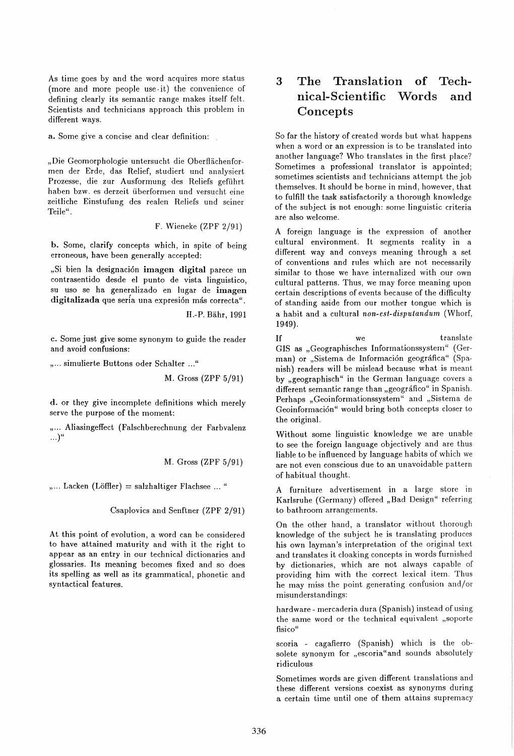As time goes by and the word acquires more status (more and more people use it) the convenience of defining clearly its semantic range makes itself felt. Scientists and technicians approach this problem in different ways.

**a.** Some give a concise and clear definition:

„Die Geomorphologie untersucht die Oberflächenformen der Erde, das Relief, studiert und analysiert Prozesse, die zur Ausformung des Reliefs geführt haben bzw. es derzeit überformen und versucht eine zeitliche Einstufung des realen Reliefs und seiner Teile".

F. Wieneke (ZPF 2/91)

**b.** Some, clarify concepts which, in spite of being erroneous, have been generally accepted:

„Si bien la designación **imagen digital** parece un contrasentido desde el punto de vista linguistico, su uso se ha generalizado en lugar de **imagen digitalizada** que sería una expresión más correcta".

H.-P. Bähr, 1991

**c.** Some just give some synonym to guide the reader and avoid confusions:

„... simulierte Buttons oder Schalter ..."

M. Gross (ZPF 5/91)

**d.** or they give incomplete definitions which merely serve the purpose of the moment:

„... Aliasingeffect (Falschberechnung der Farbvalenz ...)"

M. Gross (ZPF 5/91)

„... Lacken (Löffler) = salzhaltiger Flachsee ... "

Csaplovics and Senftner (ZPF 2/91)

At this point of evolution, a word can be considered to have attained maturity and with it the right to appear as an entry in our technical dictionaries and glossaries. Its meaning becomes fixed and so does its spelling as well as its grammatical, phonetic and syntactical features.

## 3 The Translation of Technical-Scientific Words and Concepts

So far the history of created words but what happens when a word or an expression is to be translated into another language? Who translates in the first place? Sometimes a professional translator is appointed; sometimes scientists and technicians attempt the job themselves. It should be borne in mind, however, that to fulfill the task satisfactorily a thorough knowledge of the subject is not enough: some linguistic criteria are also welcome.

A foreign language is the expression of another cultural environment. It segments reality in a different way and conveys meaning through a set of conventions and rules which are not necessarily similar to those we have internalized with our own cultural patterns. Thus, we may force meaning upon certain descriptions of events because of the difficulty of standing aside from our mother tongue which is a habit and a cultural *non-est-disputandum* (Whorf, 1949).

If we translate GIS as „Geographisches Informationssystem" (German) or „Sistema de Información geográfica" (Spanish) readers will be mislead because what is meant by „geographisch" in the German language covers a different semantic range than „geográfico" in Spanish. Perhaps „Geoinformationssystem" and „Sistema de Geoinformación" would bring both concepts closer to the original.

Without some linguistic knowledge we are unable to see the foreign language objectively and are thus liable to be influenced by language habits of which we are not even conscious due to an unavoidable pattern of habitual thought.

A furniture advertisement in a large store in Karlsruhe (Germany) offered „Bad Design" referring to bathroom arrangements.

On the other hand, a translator without thorough knowledge of the subject he is translating produces his own layman's interpretation of the original text and translates it cloaking concepts in words furnished by dictionaries, which are not always capable of providing him with the correct lexical item. Thus he may miss the point generating confusion and/or misunderstandings:

hardware - mercaderia dura (Spanish) instead of using the same word or the technical equivalent „soporte fisico"

scoria - cagafierro (Spanish) which is the obsolete synonym for „escoria"and sounds absolutely ridiculous

Sometimes words are given different translations and these different versions coexist as synonyms during a certain time until one of them attains supremacy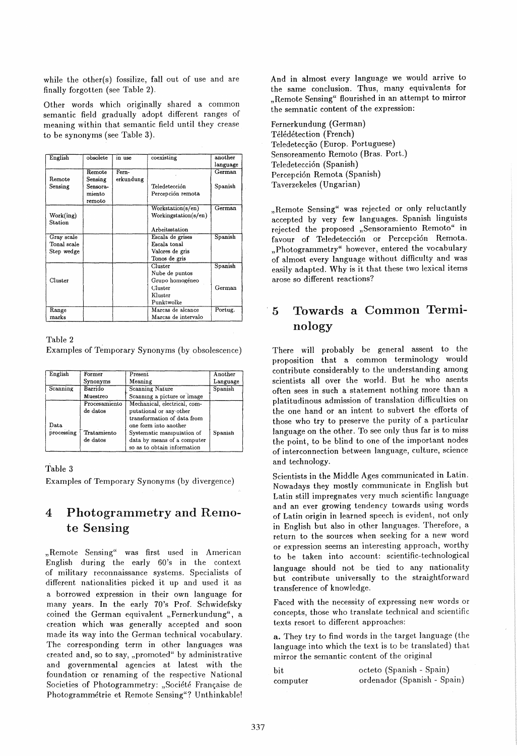while the other(s) fossilize, fall out of use and are finally forgotten (see Table 2).

Other words which originally shared a common semantic field gradually adopt different ranges of meaning within that semantic field until they crease to be synonyms (see Table 3).

| English | obsolete | in use | coexisting | another language |
|---|---|---|---|---|
| Remote Sensing | Remote Sensing | Fern-erkundung | | German |
| | Sensora-miento remoto | | Teledetección<br>Percepción remota | Spanish |
| Work(ing) Station | | | Workstation(s/en)<br>Workingstation(s/en)<br>Arbeitsstation | German |
| Gray scale<br>Tonal scale<br>Step wedge | | | Escala de grises<br>Escala tonal<br>Valores de gris<br>Tonos de gris | Spanish |
| Cluster | | | Cluster<br>Nube de puntos<br>Grupo homogéneo | Spanish |
| | | | Cluster<br>Kluster<br>Punktwolke | German |
| Range marks | | | Marcas de alcance<br>Marcas de intervalo | Portug. |

Table 2
Examples of Temporary Synonyms (by obsolescence)

| English | Former Synonyms | Present Meaning | Another Language |
|---|---|---|---|
| Scanning | Barrido | Scanning Nature | Spanish |
| | Muestreo | Scanning a picture or image | |
| Data processing | Procesamiento de datos | Mechanical, electrical, computational or any other transformation of data from one form into another | Spanish |
| | Tratamiento de datos | Systematic manipulation of data by means of a computer so as to obtain information | |

Table 3
Examples of Temporary Synonyms (by divergence)

## 4 Photogrammetry and Remote Sensing

„Remote Sensing" was first used in American English during the early 60's in the context of military reconnaissance systems. Specialists of different nationalities picked it up and used it as a borrowed expression in their own language for many years. In the early 70's Prof. Schwidefsky coined the German equivalent „Fernerkundung", a creation which was generally accepted and soon made its way into the German technical vocabulary. The corresponding term in other languages was created and, so to say, „promoted" by administrative and governmental agencies at latest with the foundation or renaming of the respective National Societies of Photogrammetry: „Société Française de Photogrammétrie et Remote Sensing"? Unthinkable! And in almost every language we would arrive to the same conclusion. Thus, many equivalents for „Remote Sensing" flourished in an attempt to mirror the semnatic content of the expression:

Fernerkundung (German)
Télédétection (French)
Teledetecção (Europ. Portuguese)
Sensoreamento Remoto (Bras. Port.)
Teledetección (Spanish)
Percepción Remota (Spanish)
Taverzekeles (Ungarian)

„Remote Sensing" was rejected or only reluctantly accepted by very few languages. Spanish linguists rejected the proposed „Sensoramiento Remoto" in favour of Teledetección or Percepción Remota. „Photogrammetry" however, entered the vocabulary of almost every language without difficulty and was easily adapted. Why is it that these two lexical items arose so different reactions?

## 5 Towards a Common Terminology

There will probably be general assent to the proposition that a common terminology would contribute considerably to the understanding among scientists all over the world. But he who asents often sees in such a statement nothing more than a platitudinous admission of translation difficulties on the one hand or an intent to subvert the efforts of those who try to preserve the purity of a particular language on the other. To see only thus far is to miss the point, to be blind to one of the important nodes of interconnection between language, culture, science and technology.

Scientists in the Middle Ages communicated in Latin. Nowadays they mostly communicate in English but Latin still impregnates very much scientific language and an ever growing tendency towards using words of Latin origin in learned speech is evident, not only in English but also in other languages. Therefore, a return to the sources when seeking for a new word or expression seems an interesting approach, worthy to be taken into account: scientific-technological language should not be tied to any nationality but contribute universally to the straightforward transference of knowledge.

Faced with the necessity of expressing new words or concepts, those who translate technical and scientific texts resort to different approaches:

**a.** They try to find words in the target language (the language into which the text is to be translated) that mirror the semantic content of the original

| | |
|---|---|
| bit | octeto (Spanish - Spain) |
| computer | ordenador (Spanish - Spain) |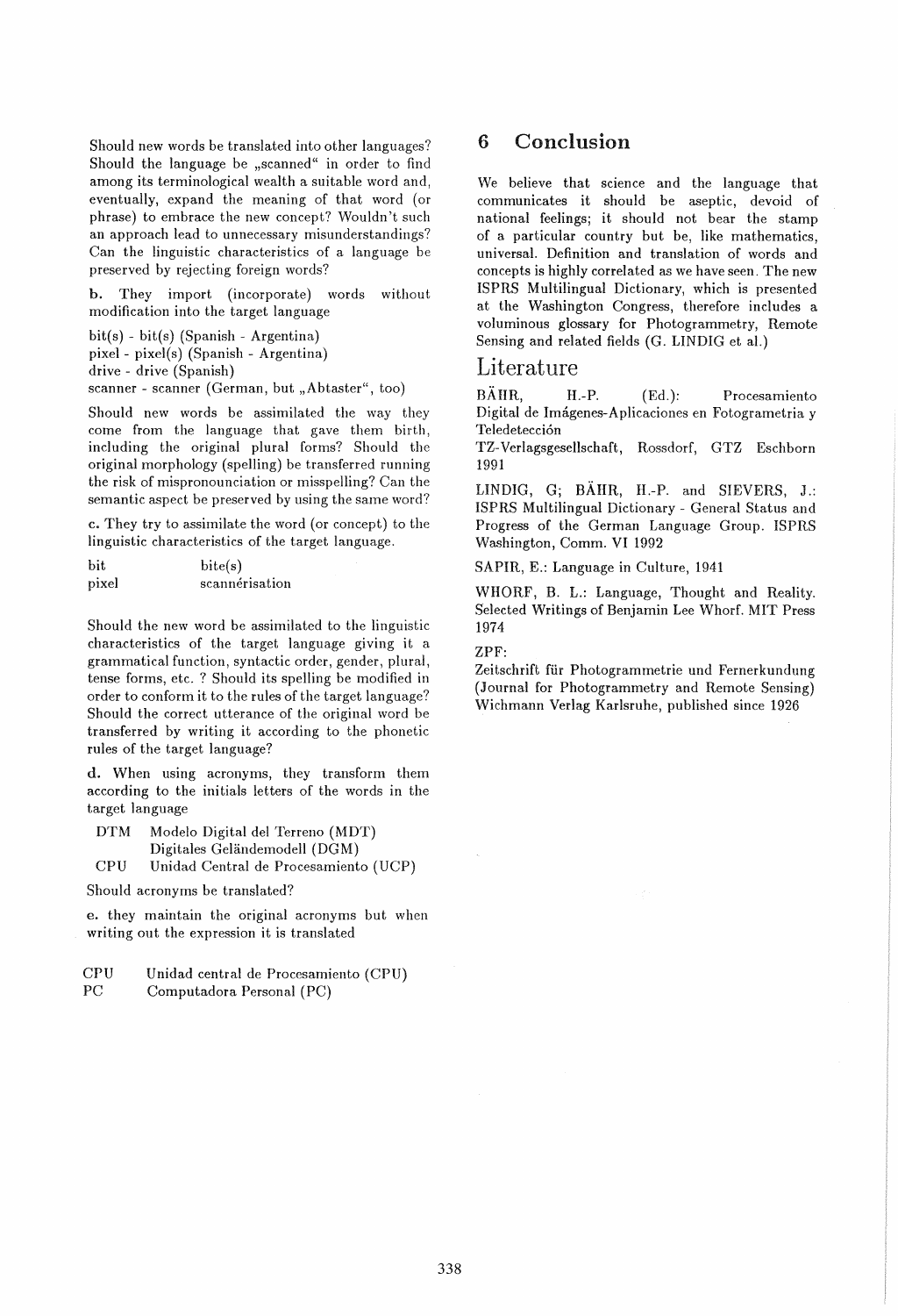Should new words be translated into other languages? Should the language be „scanned" in order to find among its terminological wealth a suitable word and, eventually, expand the meaning of that word (or phrase) to embrace the new concept? Wouldn't such an approach lead to unnecessary misunderstandings? Can the linguistic characteristics of a language be preserved by rejecting foreign words?

**b.** They import (incorporate) words without modification into the target language

bit(s) - bit(s) (Spanish - Argentina)
pixel - pixel(s) (Spanish - Argentina)
drive - drive (Spanish)
scanner - scanner (German, but „Abtaster", too)

Should new words be assimilated the way they come from the language that gave them birth, including the original plural forms? Should the original morphology (spelling) be transferred running the risk of mispronounciation or misspelling? Can the semantic aspect be preserved by using the same word?

**c.** They try to assimilate the word (or concept) to the linguistic characteristics of the target language.

| | |
|---|---|
| bit | bite(s) |
| pixel | scannérisation |

Should the new word be assimilated to the linguistic characteristics of the target language giving it a grammatical function, syntactic order, gender, plural, tense forms, etc. ? Should its spelling be modified in order to conform it to the rules of the target language? Should the correct utterance of the original word be transferred by writing it according to the phonetic rules of the target language?

**d.** When using acronyms, they transform them according to the initials letters of the words in the target language

| | |
|---|---|
| DTM | Modelo Digital del Terreno (MDT) |
| | Digitales Geländemodell (DGM) |
| CPU | Unidad Central de Procesamiento (UCP) |

Should acronyms be translated?

**e.** they maintain the original acronyms but when writing out the expression it is translated

| | |
|---|---|
| CPU | Unidad central de Procesamiento (CPU) |
| PC | Computadora Personal (PC) |

## 6 Conclusion

We believe that science and the language that communicates it should be aseptic, devoid of national feelings; it should not bear the stamp of a particular country but be, like mathematics, universal. Definition and translation of words and concepts is highly correlated as we have seen. The new ISPRS Multilingual Dictionary, which is presented at the Washington Congress, therefore includes a voluminous glossary for Photogrammetry, Remote Sensing and related fields (G. LINDIG et al.)

## Literature

BÄHR, H.-P. (Ed.): Procesamiento Digital de Imágenes-Aplicaciones en Fotogrametria y Teledetección
TZ-Verlagsgesellschaft, Rossdorf, GTZ Eschborn 1991

LINDIG, G; BÄHR, H.-P. and SIEVERS, J.: ISPRS Multilingual Dictionary - General Status and Progress of the German Language Group. ISPRS Washington, Comm. VI 1992

SAPIR, E.: Language in Culture, 1941

WHORF, B. L.: Language, Thought and Reality. Selected Writings of Benjamin Lee Whorf. MIT Press 1974

ZPF:
Zeitschrift für Photogrammetrie und Fernerkundung (Journal for Photogrammetry and Remote Sensing) Wichmann Verlag Karlsruhe, published since 1926